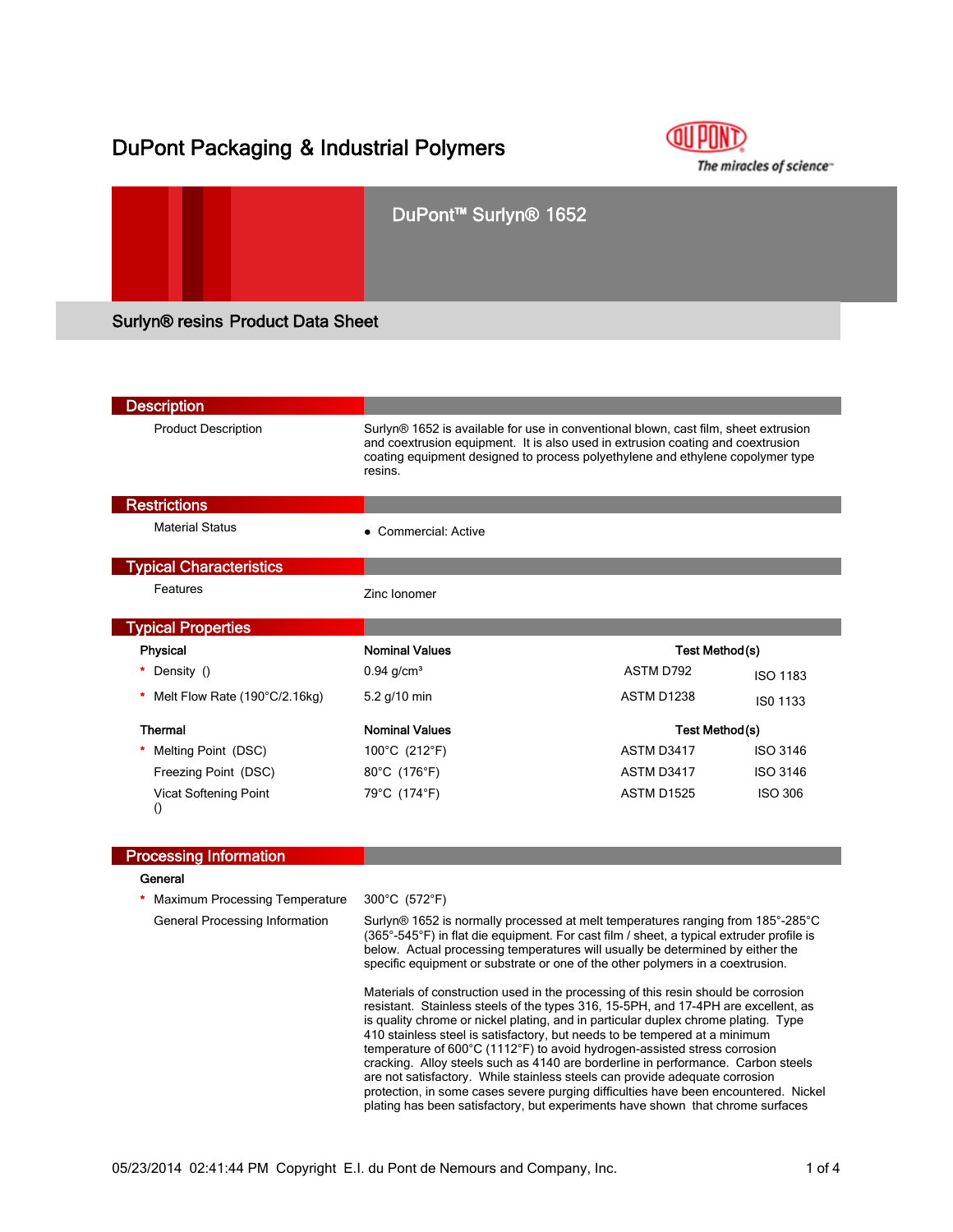# DuPont Packaging & Industrial Polymers

## DuPont™ Surlyn® 1652

### Surlyn® resins Product Data Sheet

## Description

| | |
|---|---|
| Product Description | Surlyn® 1652 is available for use in conventional blown, cast film, sheet extrusion and coextrusion equipment. It is also used in extrusion coating and coextrusion coating equipment designed to process polyethylene and ethylene copolymer type resins. |

## Restrictions

| | |
|---|---|
| Material Status | • Commercial: Active |

## Typical Characteristics

| | |
|---|---|
| Features | Zinc Ionomer |

## Typical Properties

| Physical | Nominal Values | Test Method(s) | |
|---|---|---|---|
| * Density () | 0.94 g/cm³ | ASTM D792 | ISO 1183 |
| * Melt Flow Rate (190°C/2.16kg) | 5.2 g/10 min | ASTM D1238 | IS0 1133 |

| Thermal | Nominal Values | Test Method(s) | |
|---|---|---|---|
| * Melting Point (DSC) | 100°C (212°F) | ASTM D3417 | ISO 3146 |
| Freezing Point (DSC) | 80°C (176°F) | ASTM D3417 | ISO 3146 |
| Vicat Softening Point () | 79°C (174°F) | ASTM D1525 | ISO 306 |

## Processing Information

**General**

| | |
|---|---|
| * Maximum Processing Temperature | 300°C (572°F) |
| General Processing Information | Surlyn® 1652 is normally processed at melt temperatures ranging from 185°-285°C (365°-545°F) in flat die equipment. For cast film / sheet, a typical extruder profile is below. Actual processing temperatures will usually be determined by either the specific equipment or substrate or one of the other polymers in a coextrusion. |

Materials of construction used in the processing of this resin should be corrosion resistant. Stainless steels of the types 316, 15-5PH, and 17-4PH are excellent, as is quality chrome or nickel plating, and in particular duplex chrome plating. Type 410 stainless steel is satisfactory, but needs to be tempered at a minimum temperature of 600°C (1112°F) to avoid hydrogen-assisted stress corrosion cracking. Alloy steels such as 4140 are borderline in performance. Carbon steels are not satisfactory. While stainless steels can provide adequate corrosion protection, in some cases severe purging difficulties have been encountered. Nickel plating has been satisfactory, but experiments have shown that chrome surfaces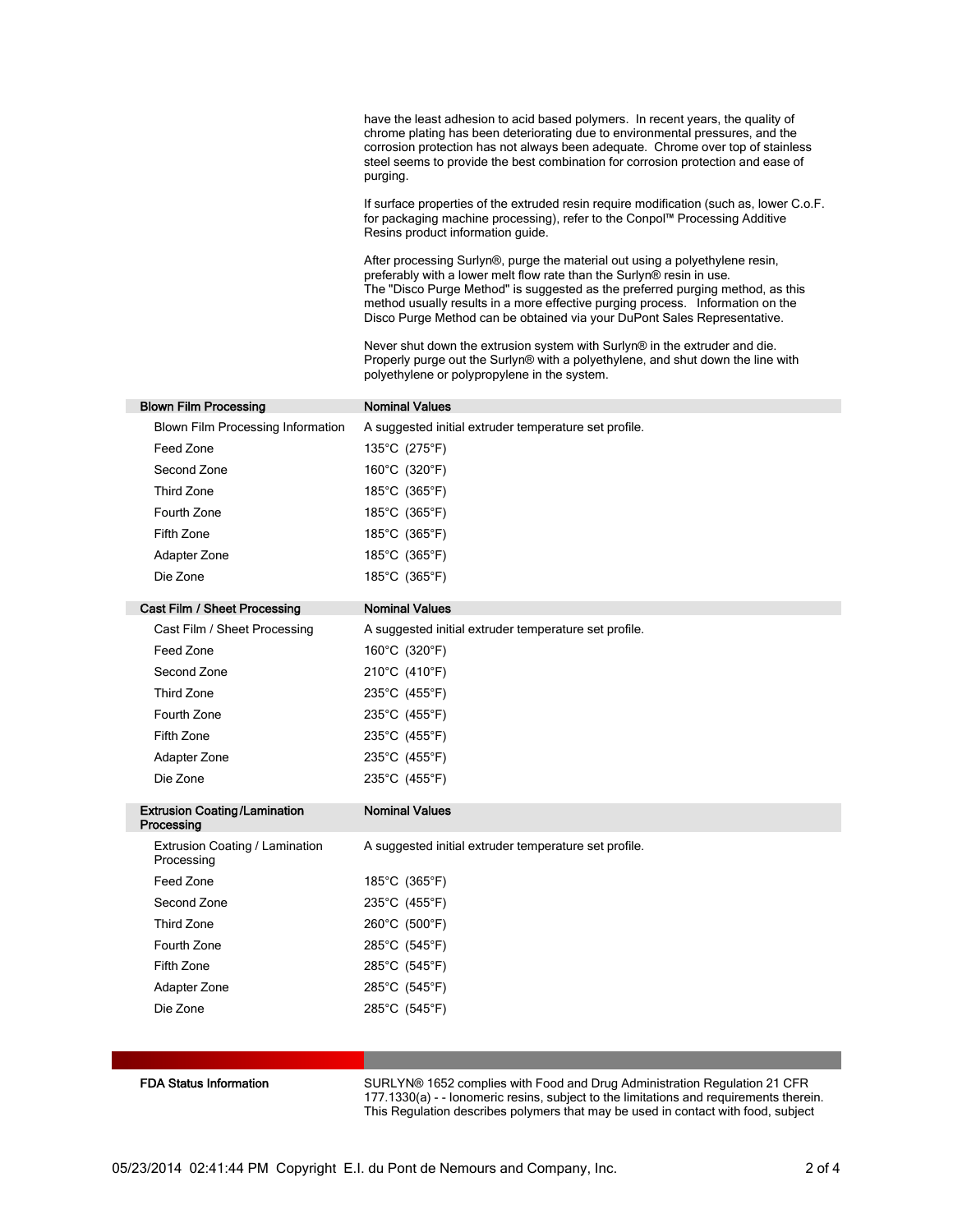have the least adhesion to acid based polymers. In recent years, the quality of chrome plating has been deteriorating due to environmental pressures, and the corrosion protection has not always been adequate. Chrome over top of stainless steel seems to provide the best combination for corrosion protection and ease of purging.

If surface properties of the extruded resin require modification (such as, lower C.o.F. for packaging machine processing), refer to the Conpol™ Processing Additive Resins product information guide.

After processing Surlyn®, purge the material out using a polyethylene resin, preferably with a lower melt flow rate than the Surlyn® resin in use.
The "Disco Purge Method" is suggested as the preferred purging method, as this method usually results in a more effective purging process. Information on the Disco Purge Method can be obtained via your DuPont Sales Representative.

Never shut down the extrusion system with Surlyn® in the extruder and die. Properly purge out the Surlyn® with a polyethylene, and shut down the line with polyethylene or polypropylene in the system.

| Blown Film Processing | Nominal Values |
|---|---|
| Blown Film Processing Information | A suggested initial extruder temperature set profile. |
| Feed Zone | 135°C (275°F) |
| Second Zone | 160°C (320°F) |
| Third Zone | 185°C (365°F) |
| Fourth Zone | 185°C (365°F) |
| Fifth Zone | 185°C (365°F) |
| Adapter Zone | 185°C (365°F) |
| Die Zone | 185°C (365°F) |

| Cast Film / Sheet Processing | Nominal Values |
|---|---|
| Cast Film / Sheet Processing | A suggested initial extruder temperature set profile. |
| Feed Zone | 160°C (320°F) |
| Second Zone | 210°C (410°F) |
| Third Zone | 235°C (455°F) |
| Fourth Zone | 235°C (455°F) |
| Fifth Zone | 235°C (455°F) |
| Adapter Zone | 235°C (455°F) |
| Die Zone | 235°C (455°F) |

| Extrusion Coating/Lamination Processing | Nominal Values |
|---|---|
| Extrusion Coating / Lamination Processing | A suggested initial extruder temperature set profile. |
| Feed Zone | 185°C (365°F) |
| Second Zone | 235°C (455°F) |
| Third Zone | 260°C (500°F) |
| Fourth Zone | 285°C (545°F) |
| Fifth Zone | 285°C (545°F) |
| Adapter Zone | 285°C (545°F) |
| Die Zone | 285°C (545°F) |

**FDA Status Information**

SURLYN® 1652 complies with Food and Drug Administration Regulation 21 CFR 177.1330(a) - - Ionomeric resins, subject to the limitations and requirements therein. This Regulation describes polymers that may be used in contact with food, subject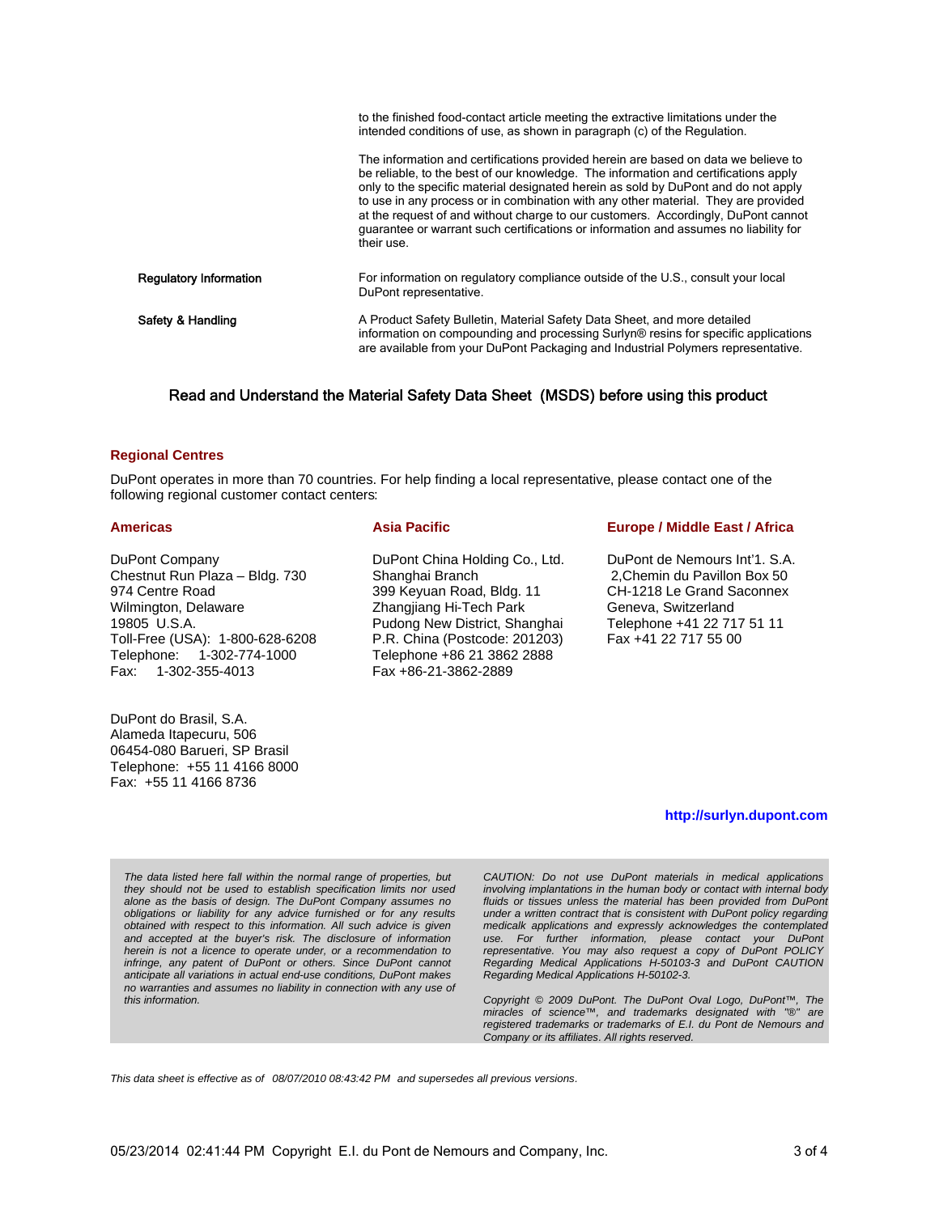to the finished food-contact article meeting the extractive limitations under the intended conditions of use, as shown in paragraph (c) of the Regulation.

The information and certifications provided herein are based on data we believe to be reliable, to the best of our knowledge. The information and certifications apply only to the specific material designated herein as sold by DuPont and do not apply to use in any process or in combination with any other material. They are provided at the request of and without charge to our customers. Accordingly, DuPont cannot guarantee or warrant such certifications or information and assumes no liability for their use.

**Regulatory Information**

For information on regulatory compliance outside of the U.S., consult your local DuPont representative.

**Safety & Handling**

A Product Safety Bulletin, Material Safety Data Sheet, and more detailed information on compounding and processing Surlyn® resins for specific applications are available from your DuPont Packaging and Industrial Polymers representative.

**Read and Understand the Material Safety Data Sheet (MSDS) before using this product**

## Regional Centres

DuPont operates in more than 70 countries. For help finding a local representative, please contact one of the following regional customer contact centers:

### Americas

DuPont Company
Chestnut Run Plaza – Bldg. 730
974 Centre Road
Wilmington, Delaware
19805 U.S.A.
Toll-Free (USA): 1-800-628-6208
Telephone: 1-302-774-1000
Fax: 1-302-355-4013

DuPont do Brasil, S.A.
Alameda Itapecuru, 506
06454-080 Barueri, SP Brasil
Telephone: +55 11 4166 8000
Fax: +55 11 4166 8736

### Asia Pacific

DuPont China Holding Co., Ltd.
Shanghai Branch
399 Keyuan Road, Bldg. 11
Zhangjiang Hi-Tech Park
Pudong New District, Shanghai
P.R. China (Postcode: 201203)
Telephone +86 21 3862 2888
Fax +86-21-3862-2889

### Europe / Middle East / Africa

DuPont de Nemours Int'1. S.A.
2,Chemin du Pavillon Box 50
CH-1218 Le Grand Saconnex
Geneva, Switzerland
Telephone +41 22 717 51 11
Fax +41 22 717 55 00

**http://surlyn.dupont.com**

*The data listed here fall within the normal range of properties, but they should not be used to establish specification limits nor used alone as the basis of design. The DuPont Company assumes no obligations or liability for any advice furnished or for any results obtained with respect to this information. All such advice is given and accepted at the buyer's risk. The disclosure of information herein is not a licence to operate under, or a recommendation to infringe, any patent of DuPont or others. Since DuPont cannot anticipate all variations in actual end-use conditions, DuPont makes no warranties and assumes no liability in connection with any use of this information.*

*CAUTION: Do not use DuPont materials in medical applications involving implantations in the human body or contact with internal body fluids or tissues unless the material has been provided from DuPont under a written contract that is consistent with DuPont policy regarding medicalk applications and expressly acknowledges the contemplated use. For further information, please contact your DuPont representative. You may also request a copy of DuPont POLICY Regarding Medical Applications H-50103-3 and DuPont CAUTION Regarding Medical Applications H-50102-3.*

*Copyright © 2009 DuPont. The DuPont Oval Logo, DuPont™, The miracles of science™, and trademarks designated with "®" are registered trademarks or trademarks of E.I. du Pont de Nemours and Company or its affiliates. All rights reserved.*

*This data sheet is effective as of 08/07/2010 08:43:42 PM and supersedes all previous versions.*

05/23/2014 02:41:44 PM Copyright E.I. du Pont de Nemours and Company, Inc.